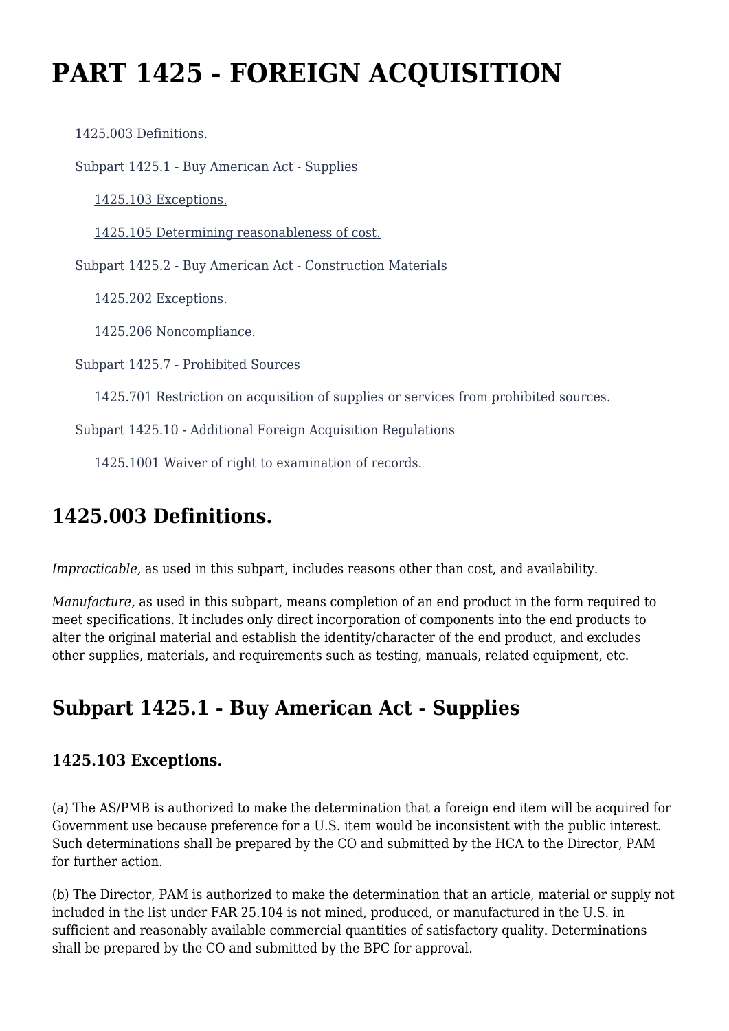# PART 1425 - FOREIGN ACQUISITION

- 1425.003 Definitions.
- Subpart 1425.1 - Buy American Act - Supplies
  - 1425.103 Exceptions.
  - 1425.105 Determining reasonableness of cost.
- Subpart 1425.2 - Buy American Act - Construction Materials
  - 1425.202 Exceptions.
  - 1425.206 Noncompliance.
- Subpart 1425.7 - Prohibited Sources
  - 1425.701 Restriction on acquisition of supplies or services from prohibited sources.
- Subpart 1425.10 - Additional Foreign Acquisition Regulations
  - 1425.1001 Waiver of right to examination of records.

## 1425.003 Definitions.

*Impracticable,* as used in this subpart, includes reasons other than cost, and availability.

*Manufacture,* as used in this subpart, means completion of an end product in the form required to meet specifications. It includes only direct incorporation of components into the end products to alter the original material and establish the identity/character of the end product, and excludes other supplies, materials, and requirements such as testing, manuals, related equipment, etc.

## Subpart 1425.1 - Buy American Act - Supplies

### 1425.103 Exceptions.

(a) The AS/PMB is authorized to make the determination that a foreign end item will be acquired for Government use because preference for a U.S. item would be inconsistent with the public interest. Such determinations shall be prepared by the CO and submitted by the HCA to the Director, PAM for further action.

(b) The Director, PAM is authorized to make the determination that an article, material or supply not included in the list under FAR 25.104 is not mined, produced, or manufactured in the U.S. in sufficient and reasonably available commercial quantities of satisfactory quality. Determinations shall be prepared by the CO and submitted by the BPC for approval.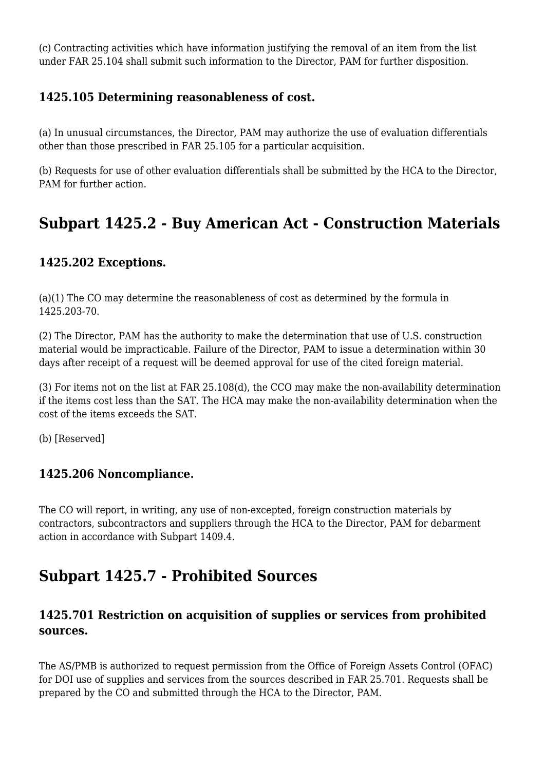(c) Contracting activities which have information justifying the removal of an item from the list under FAR 25.104 shall submit such information to the Director, PAM for further disposition.

### 1425.105 Determining reasonableness of cost.

(a) In unusual circumstances, the Director, PAM may authorize the use of evaluation differentials other than those prescribed in FAR 25.105 for a particular acquisition.

(b) Requests for use of other evaluation differentials shall be submitted by the HCA to the Director, PAM for further action.

## Subpart 1425.2 - Buy American Act - Construction Materials

### 1425.202 Exceptions.

(a)(1) The CO may determine the reasonableness of cost as determined by the formula in 1425.203-70.

(2) The Director, PAM has the authority to make the determination that use of U.S. construction material would be impracticable. Failure of the Director, PAM to issue a determination within 30 days after receipt of a request will be deemed approval for use of the cited foreign material.

(3) For items not on the list at FAR 25.108(d), the CCO may make the non-availability determination if the items cost less than the SAT. The HCA may make the non-availability determination when the cost of the items exceeds the SAT.

(b) [Reserved]

### 1425.206 Noncompliance.

The CO will report, in writing, any use of non-excepted, foreign construction materials by contractors, subcontractors and suppliers through the HCA to the Director, PAM for debarment action in accordance with Subpart 1409.4.

## Subpart 1425.7 - Prohibited Sources

### 1425.701 Restriction on acquisition of supplies or services from prohibited sources.

The AS/PMB is authorized to request permission from the Office of Foreign Assets Control (OFAC) for DOI use of supplies and services from the sources described in FAR 25.701. Requests shall be prepared by the CO and submitted through the HCA to the Director, PAM.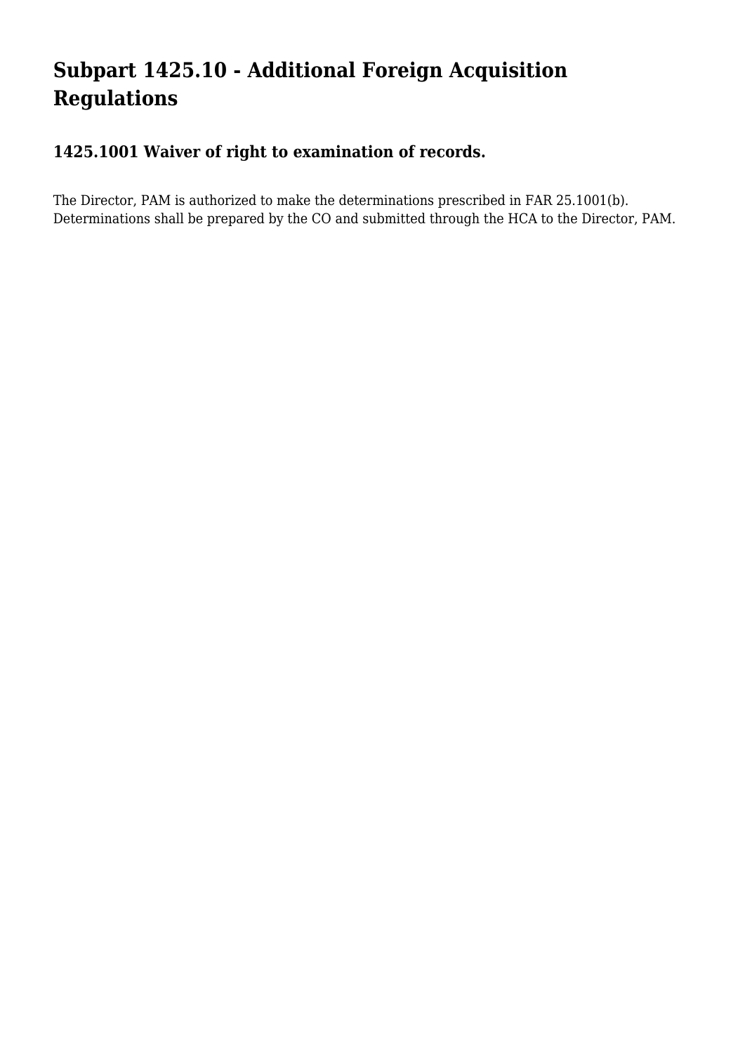## Subpart 1425.10 - Additional Foreign Acquisition Regulations

### 1425.1001 Waiver of right to examination of records.

The Director, PAM is authorized to make the determinations prescribed in FAR 25.1001(b). Determinations shall be prepared by the CO and submitted through the HCA to the Director, PAM.